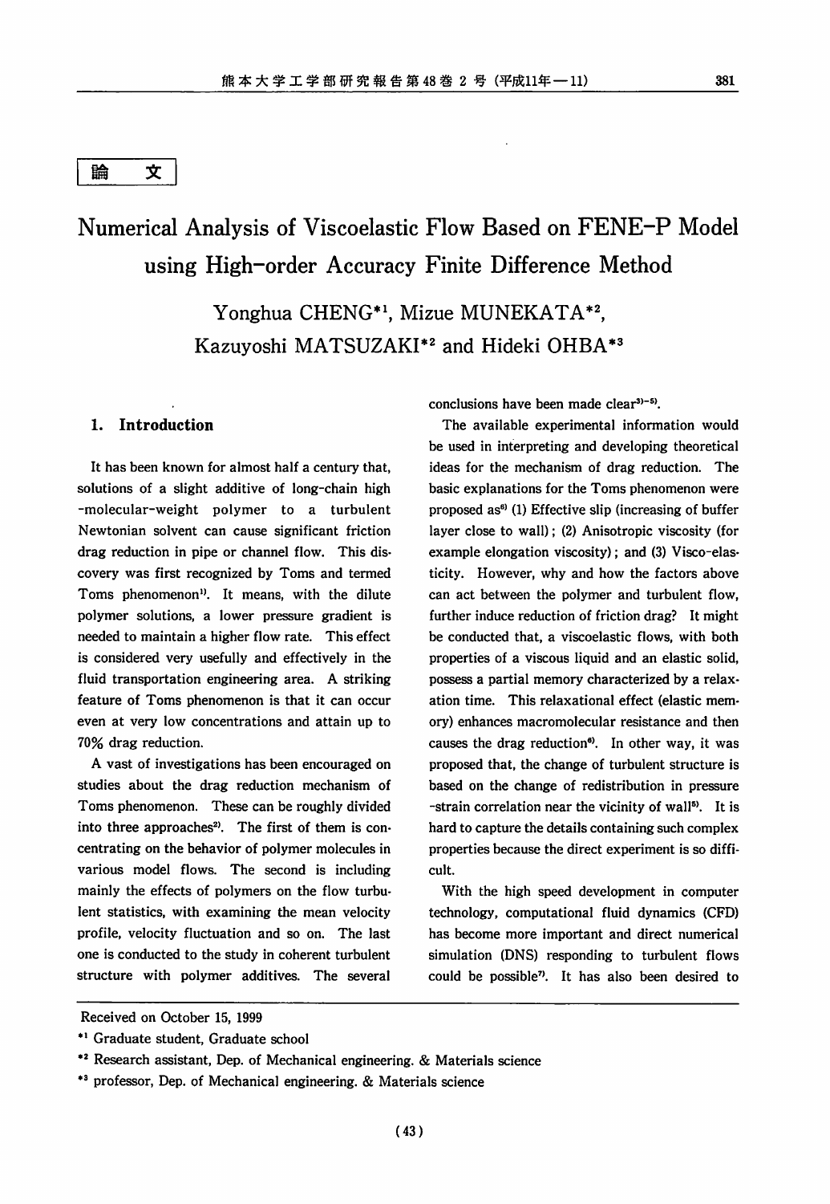論　文

# Numerical Analysis of Viscoelastic Flow Based on FENE-P Model using High-order Accuracy Finite Difference Method

Yonghua CHENG*[1], Mizue MUNEKATA*[2], Kazuyoshi MATSUZAKI*[2] and Hideki OHBA*[3]

## 1. Introduction

It has been known for almost half a century that, solutions of a slight additive of long-chain high-molecular-weight polymer to a turbulent Newtonian solvent can cause significant friction drag reduction in pipe or channel flow. This discovery was first recognized by Toms and termed Toms phenomenon[1]. It means, with the dilute polymer solutions, a lower pressure gradient is needed to maintain a higher flow rate. This effect is considered very usefully and effectively in the fluid transportation engineering area. A striking feature of Toms phenomenon is that it can occur even at very low concentrations and attain up to 70% drag reduction.

A vast of investigations has been encouraged on studies about the drag reduction mechanism of Toms phenomenon. These can be roughly divided into three approaches[2]. The first of them is concentrating on the behavior of polymer molecules in various model flows. The second is including mainly the effects of polymers on the flow turbulent statistics, with examining the mean velocity profile, velocity fluctuation and so on. The last one is conducted to the study in coherent turbulent structure with polymer additives. The several conclusions have been made clear[3)-5)].

The available experimental information would be used in interpreting and developing theoretical ideas for the mechanism of drag reduction. The basic explanations for the Toms phenomenon were proposed as[6] (1) Effective slip (increasing of buffer layer close to wall); (2) Anisotropic viscosity (for example elongation viscosity); and (3) Visco-elasticity. However, why and how the factors above can act between the polymer and turbulent flow, further induce reduction of friction drag? It might be conducted that, a viscoelastic flows, with both properties of a viscous liquid and an elastic solid, possess a partial memory characterized by a relaxation time. This relaxational effect (elastic memory) enhances macromolecular resistance and then causes the drag reduction[6]. In other way, it was proposed that, the change of turbulent structure is based on the change of redistribution in pressure-strain correlation near the vicinity of wall[5]. It is hard to capture the details containing such complex properties because the direct experiment is so difficult.

With the high speed development in computer technology, computational fluid dynamics (CFD) has become more important and direct numerical simulation (DNS) responding to turbulent flows could be possible[7]. It has also been desired to

---

Received on October 15, 1999

*[1] Graduate student, Graduate school

*[2] Research assistant, Dep. of Mechanical engineering. & Materials science

*[3] professor, Dep. of Mechanical engineering. & Materials science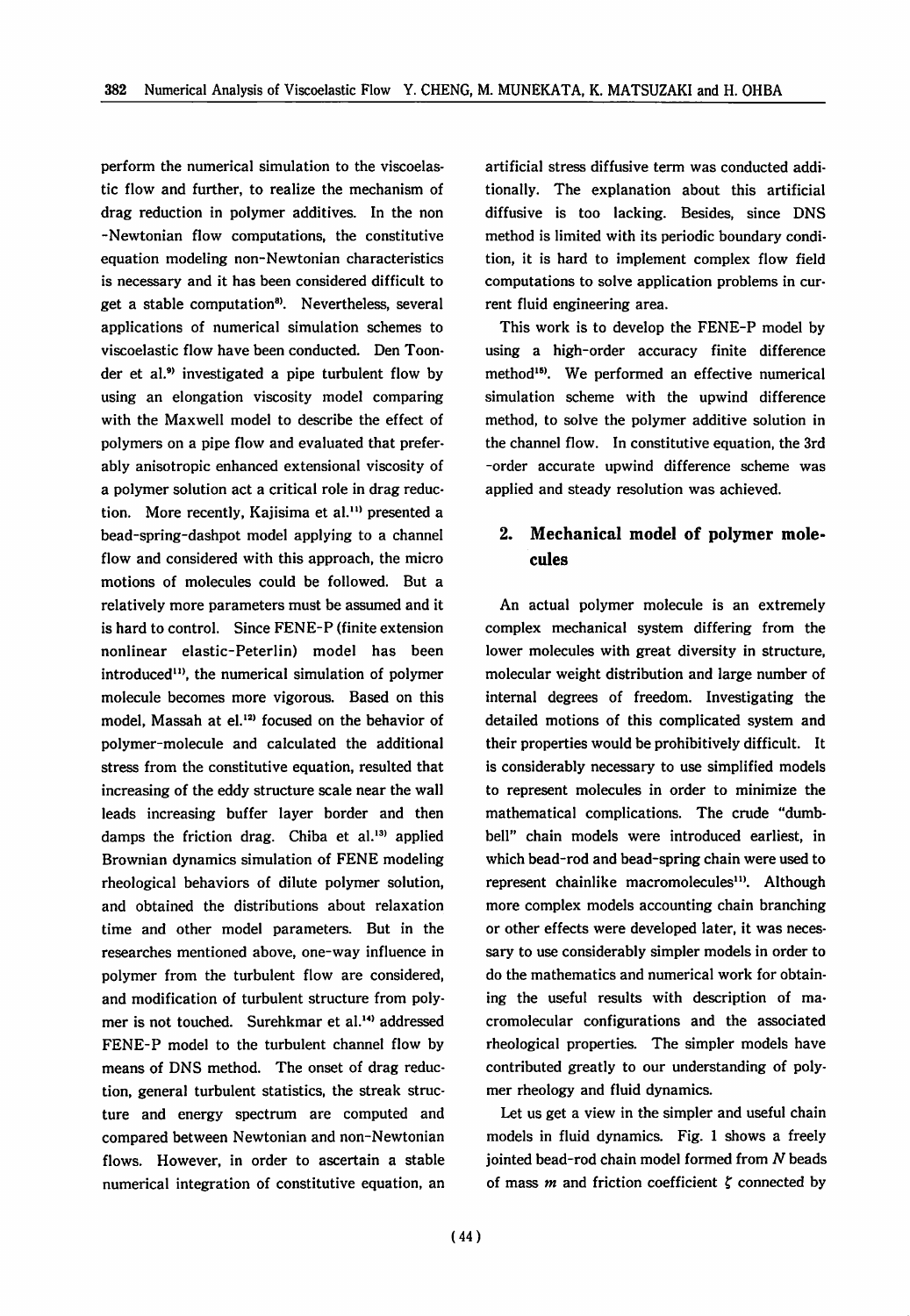perform the numerical simulation to the viscoelastic flow and further, to realize the mechanism of drag reduction in polymer additives. In the non-Newtonian flow computations, the constitutive equation modeling non-Newtonian characteristics is necessary and it has been considered difficult to get a stable computation[8]. Nevertheless, several applications of numerical simulation schemes to viscoelastic flow have been conducted. Den Toonder et al.[9] investigated a pipe turbulent flow by using an elongation viscosity model comparing with the Maxwell model to describe the effect of polymers on a pipe flow and evaluated that preferably anisotropic enhanced extensional viscosity of a polymer solution act a critical role in drag reduction. More recently, Kajisima et al.[11] presented a bead-spring-dashpot model applying to a channel flow and considered with this approach, the micro motions of molecules could be followed. But a relatively more parameters must be assumed and it is hard to control. Since FENE-P (finite extension nonlinear elastic-Peterlin) model has been introduced[11], the numerical simulation of polymer molecule becomes more vigorous. Based on this model, Massah at el.[12] focused on the behavior of polymer-molecule and calculated the additional stress from the constitutive equation, resulted that increasing of the eddy structure scale near the wall leads increasing buffer layer border and then damps the friction drag. Chiba et al.[13] applied Brownian dynamics simulation of FENE modeling rheological behaviors of dilute polymer solution, and obtained the distributions about relaxation time and other model parameters. But in the researches mentioned above, one-way influence in polymer from the turbulent flow are considered, and modification of turbulent structure from polymer is not touched. Surehkmar et al.[14] addressed FENE-P model to the turbulent channel flow by means of DNS method. The onset of drag reduction, general turbulent statistics, the streak structure and energy spectrum are computed and compared between Newtonian and non-Newtonian flows. However, in order to ascertain a stable numerical integration of constitutive equation, an artificial stress diffusive term was conducted additionally. The explanation about this artificial diffusive is too lacking. Besides, since DNS method is limited with its periodic boundary condition, it is hard to implement complex flow field computations to solve application problems in current fluid engineering area.

This work is to develop the FENE-P model by using a high-order accuracy finite difference method[15]. We performed an effective numerical simulation scheme with the upwind difference method, to solve the polymer additive solution in the channel flow. In constitutive equation, the 3rd-order accurate upwind difference scheme was applied and steady resolution was achieved.

## 2. Mechanical model of polymer molecules

An actual polymer molecule is an extremely complex mechanical system differing from the lower molecules with great diversity in structure, molecular weight distribution and large number of internal degrees of freedom. Investigating the detailed motions of this complicated system and their properties would be prohibitively difficult. It is considerably necessary to use simplified models to represent molecules in order to minimize the mathematical complications. The crude "dumbbell" chain models were introduced earliest, in which bead-rod and bead-spring chain were used to represent chainlike macromolecules[11]. Although more complex models accounting chain branching or other effects were developed later, it was necessary to use considerably simpler models in order to do the mathematics and numerical work for obtaining the useful results with description of macromolecular configurations and the associated rheological properties. The simpler models have contributed greatly to our understanding of polymer rheology and fluid dynamics.

Let us get a view in the simpler and useful chain models in fluid dynamics. Fig. 1 shows a freely jointed bead-rod chain model formed from $N$ beads of mass $m$ and friction coefficient $\zeta$ connected by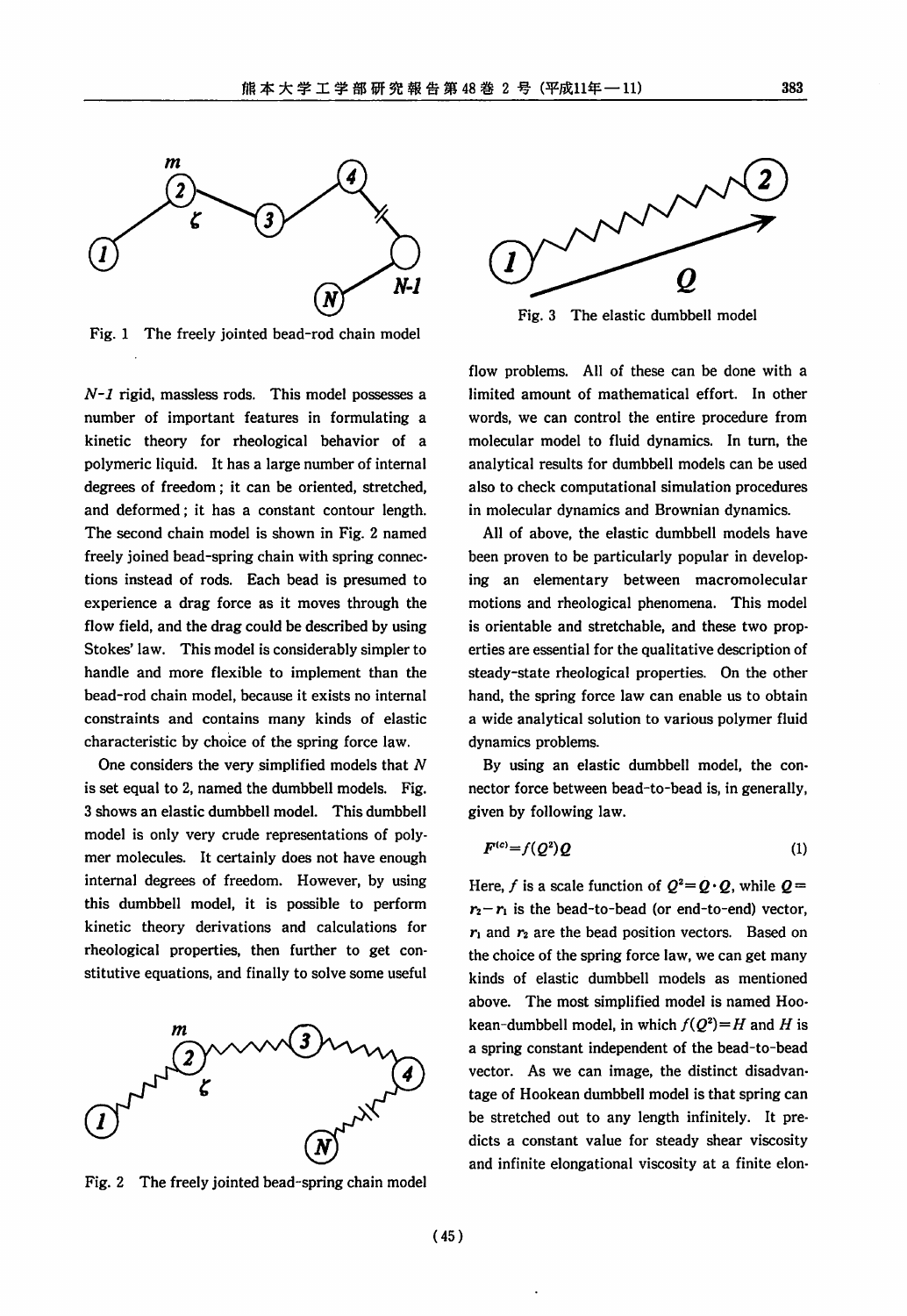Fig. 1 The freely jointed bead-rod chain model

$N$-$1$ rigid, massless rods. This model possesses a number of important features in formulating a kinetic theory for rheological behavior of a polymeric liquid. It has a large number of internal degrees of freedom; it can be oriented, stretched, and deformed; it has a constant contour length. The second chain model is shown in Fig. 2 named freely joined bead-spring chain with spring connections instead of rods. Each bead is presumed to experience a drag force as it moves through the flow field, and the drag could be described by using Stokes' law. This model is considerably simpler to handle and more flexible to implement than the bead-rod chain model, because it exists no internal constraints and contains many kinds of elastic characteristic by choice of the spring force law.

One considers the very simplified models that $N$ is set equal to 2, named the dumbbell models. Fig. 3 shows an elastic dumbbell model. This dumbbell model is only very crude representations of polymer molecules. It certainly does not have enough internal degrees of freedom. However, by using this dumbbell model, it is possible to perform kinetic theory derivations and calculations for rheological properties, then further to get constitutive equations, and finally to solve some useful flow problems. All of these can be done with a limited amount of mathematical effort. In other words, we can control the entire procedure from molecular model to fluid dynamics. In turn, the analytical results for dumbbell models can be used also to check computational simulation procedures in molecular dynamics and Brownian dynamics.

Fig. 2 The freely jointed bead-spring chain model

Fig. 3 The elastic dumbbell model

All of above, the elastic dumbbell models have been proven to be particularly popular in developing an elementary between macromolecular motions and rheological phenomena. This model is orientable and stretchable, and these two properties are essential for the qualitative description of steady-state rheological properties. On the other hand, the spring force law can enable us to obtain a wide analytical solution to various polymer fluid dynamics problems.

By using an elastic dumbbell model, the connector force between bead-to-bead is, in generally, given by following law.

$$\boldsymbol{F}^{(c)} = f(Q^2)\boldsymbol{Q} \tag{1}$$

Here, $f$ is a scale function of $Q^2 = \boldsymbol{Q}\cdot\boldsymbol{Q}$, while $\boldsymbol{Q} = \boldsymbol{r}_2 - \boldsymbol{r}_1$ is the bead-to-bead (or end-to-end) vector, $\boldsymbol{r}_1$ and $\boldsymbol{r}_2$ are the bead position vectors. Based on the choice of the spring force law, we can get many kinds of elastic dumbbell models as mentioned above. The most simplified model is named Hookean-dumbbell model, in which $f(Q^2) = H$ and $H$ is a spring constant independent of the bead-to-bead vector. As we can image, the distinct disadvantage of Hookean dumbbell model is that spring can be stretched out to any length infinitely. It predicts a constant value for steady shear viscosity and infinite elongational viscosity at a finite elon-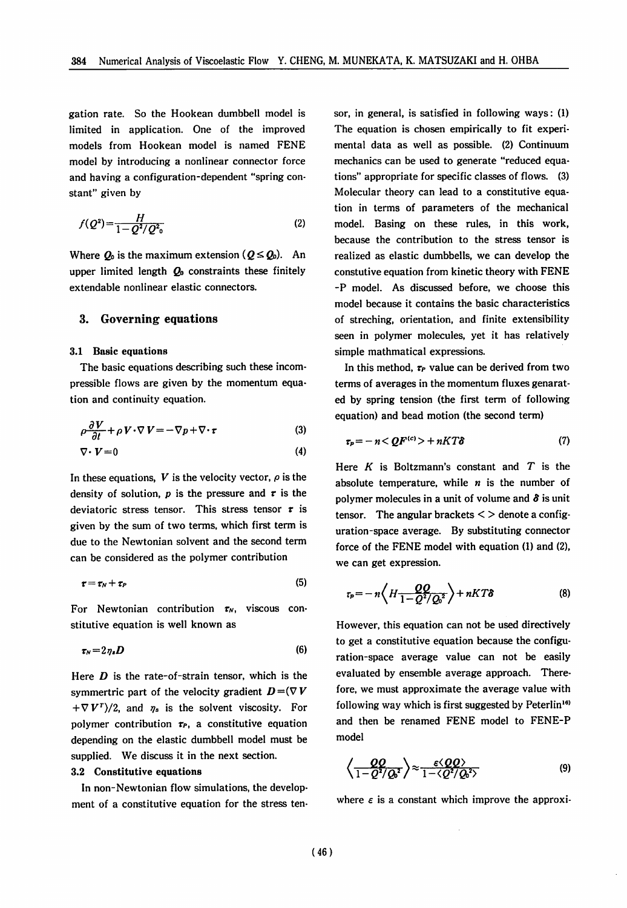gation rate. So the Hookean dumbbell model is limited in application. One of the improved models from Hookean model is named FENE model by introducing a nonlinear connector force and having a configuration-dependent "spring constant" given by

$$f(Q^2)=\frac{H}{1-Q^2/Q^2_0} \tag{2}$$

Where $Q_0$ is the maximum extension ($Q \leq Q_0$). An upper limited length $Q_0$ constraints these finitely extendable nonlinear elastic connectors.

## 3. Governing equations

### 3.1 Basic equations

The basic equations describing such these incompressible flows are given by the momentum equation and continuity equation.

$$\rho\frac{\partial V}{\partial t}+\rho V\cdot\nabla V=-\nabla p+\nabla\cdot\tau \tag{3}$$

$$\nabla\cdot V=0 \tag{4}$$

In these equations, $V$ is the velocity vector, $\rho$ is the density of solution, $p$ is the pressure and $\tau$ is the deviatoric stress tensor. This stress tensor $\tau$ is given by the sum of two terms, which first term is due to the Newtonian solvent and the second term can be considered as the polymer contribution

$$\tau=\tau_N+\tau_P \tag{5}$$

For Newtonian contribution $\tau_N$, viscous constitutive equation is well known as

$$\tau_N=2\eta_s D \tag{6}$$

Here $D$ is the rate-of-strain tensor, which is the symmertric part of the velocity gradient $D=(\nabla V+\nabla V^T)/2$, and $\eta_s$ is the solvent viscosity. For polymer contribution $\tau_P$, a constitutive equation depending on the elastic dumbbell model must be supplied. We discuss it in the next section.

### 3.2 Constitutive equations

In non-Newtonian flow simulations, the development of a constitutive equation for the stress tensor, in general, is satisfied in following ways: (1) The equation is chosen empirically to fit experimental data as well as possible. (2) Continuum mechanics can be used to generate "reduced equations" appropriate for specific classes of flows. (3) Molecular theory can lead to a constitutive equation in terms of parameters of the mechanical model. Basing on these rules, in this work, because the contribution to the stress tensor is realized as elastic dumbbells, we can develop the constutive equation from kinetic theory with FENE-P model. As discussed before, we choose this model because it contains the basic characteristics of streching, orientation, and finite extensibility seen in polymer molecules, yet it has relatively simple mathmatical expressions.

In this method, $\tau_P$ value can be derived from two terms of averages in the momentum fluxes genarated by spring tension (the first term of following equation) and bead motion (the second term)

$$\tau_p=-n\langle QF^{(c)}\rangle+nKT\delta \tag{7}$$

Here $K$ is Boltzmann's constant and $T$ is the absolute temperature, while $n$ is the number of polymer molecules in a unit of volume and $\delta$ is unit tensor. The angular brackets < > denote a configuration-space average. By substituting connector force of the FENE model with equation (1) and (2), we can get expression.

$$\tau_p=-n\left\langle H\frac{QQ}{1-Q^2/Q_0^2}\right\rangle+nKT\delta \tag{8}$$

However, this equation can not be used directively to get a constitutive equation because the configuration-space average value can not be easily evaluated by ensemble average approach. Therefore, we must approximate the average value with following way which is first suggested by Peterlin[16] and then be renamed FENE model to FENE-P model

$$\left\langle\frac{QQ}{1-Q^2/Q_0^2}\right\rangle\approx\frac{\varepsilon\langle QQ\rangle}{1-\langle Q^2/Q_0^2\rangle} \tag{9}$$

where $\varepsilon$ is a constant which improve the approxi-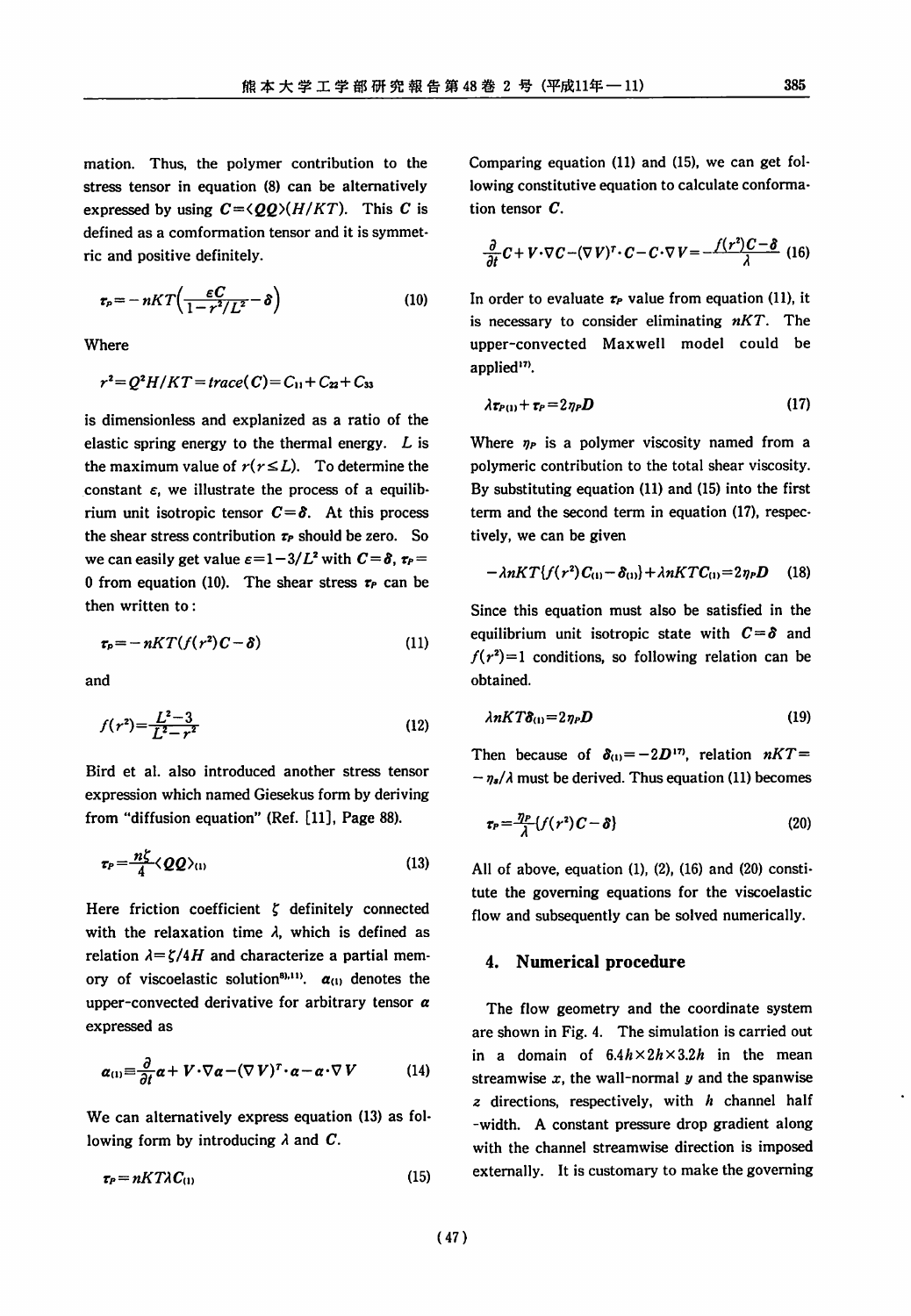mation. Thus, the polymer contribution to the stress tensor in equation (8) can be alternatively expressed by using $C=\langle QQ\rangle(H/KT)$. This $C$ is defined as a comformation tensor and it is symmetric and positive definitely.

$$\tau_P=-nKT\left(\frac{\varepsilon C}{1-r^2/L^2}-\delta\right) \tag{10}$$

Where

$$r^2=Q^2H/KT=trace(C)=C_{11}+C_{22}+C_{33}$$

is dimensionless and explanized as a ratio of the elastic spring energy to the thermal energy. $L$ is the maximum value of $r(r\leq L)$. To determine the constant $\varepsilon$, we illustrate the process of a equilibrium unit isotropic tensor $C=\delta$. At this process the shear stress contribution $\tau_P$ should be zero. So we can easily get value $\varepsilon=1-3/L^2$ with $C=\delta$, $\tau_P=0$ from equation (10). The shear stress $\tau_P$ can be then written to:

$$\tau_P=-nKT(f(r^2)C-\delta) \tag{11}$$

and

$$f(r^2)=\frac{L^2-3}{L^2-r^2} \tag{12}$$

Bird et al. also introduced another stress tensor expression which named Giesekus form by deriving from "diffusion equation" (Ref. [11], Page 88).

$$\tau_P=\frac{n\zeta}{4}\langle QQ\rangle_{(1)} \tag{13}$$

Here friction coefficient $\zeta$ definitely connected with the relaxation time $\lambda$, which is defined as relation $\lambda=\zeta/4H$ and characterize a partial memory of viscoelastic solution[8),11)]. $\alpha_{(1)}$ denotes the upper-convected derivative for arbitrary tensor $\alpha$ expressed as

$$\alpha_{(1)}\equiv\frac{\partial}{\partial t}\alpha+V\cdot\nabla\alpha-(\nabla V)^T\cdot\alpha-\alpha\cdot\nabla V \tag{14}$$

We can alternatively express equation (13) as following form by introducing $\lambda$ and $C$.

$$\tau_P=nKT\lambda C_{(1)} \tag{15}$$

Comparing equation (11) and (15), we can get following constitutive equation to calculate conformation tensor $C$.

$$\frac{\partial}{\partial t}C+V\cdot\nabla C-(\nabla V)^T\cdot C-C\cdot\nabla V=-\frac{f(r^2)C-\delta}{\lambda} \tag{16}$$

In order to evaluate $\tau_P$ value from equation (11), it is necessary to consider eliminating $nKT$. The upper-convected Maxwell model could be applied[17)].

$$\lambda\tau_{P(1)}+\tau_P=2\eta_P D \tag{17}$$

Where $\eta_P$ is a polymer viscosity named from a polymeric contribution to the total shear viscosity. By substituting equation (11) and (15) into the first term and the second term in equation (17), respectively, we can be given

$$-\lambda nKT\{f(r^2)C_{(1)}-\delta_{(1)}\}+\lambda nKTC_{(1)}=2\eta_P D \tag{18}$$

Since this equation must also be satisfied in the equilibrium unit isotropic state with $C=\delta$ and $f(r^2)=1$ conditions, so following relation can be obtained.

$$\lambda nKT\delta_{(1)}=2\eta_P D \tag{19}$$

Then because of $\delta_{(1)}=-2D$[17)], relation $nKT=-\eta_s/\lambda$ must be derived. Thus equation (11) becomes

$$\tau_P=\frac{\eta_P}{\lambda}\{f(r^2)C-\delta\} \tag{20}$$

All of above, equation (1), (2), (16) and (20) constitute the governing equations for the viscoelastic flow and subsequently can be solved numerically.

## 4. Numerical procedure

The flow geometry and the coordinate system are shown in Fig. 4. The simulation is carried out in a domain of $6.4h\times2h\times3.2h$ in the mean streamwise $x$, the wall-normal $y$ and the spanwise $z$ directions, respectively, with $h$ channel half-width. A constant pressure drop gradient along with the channel streamwise direction is imposed externally. It is customary to make the governing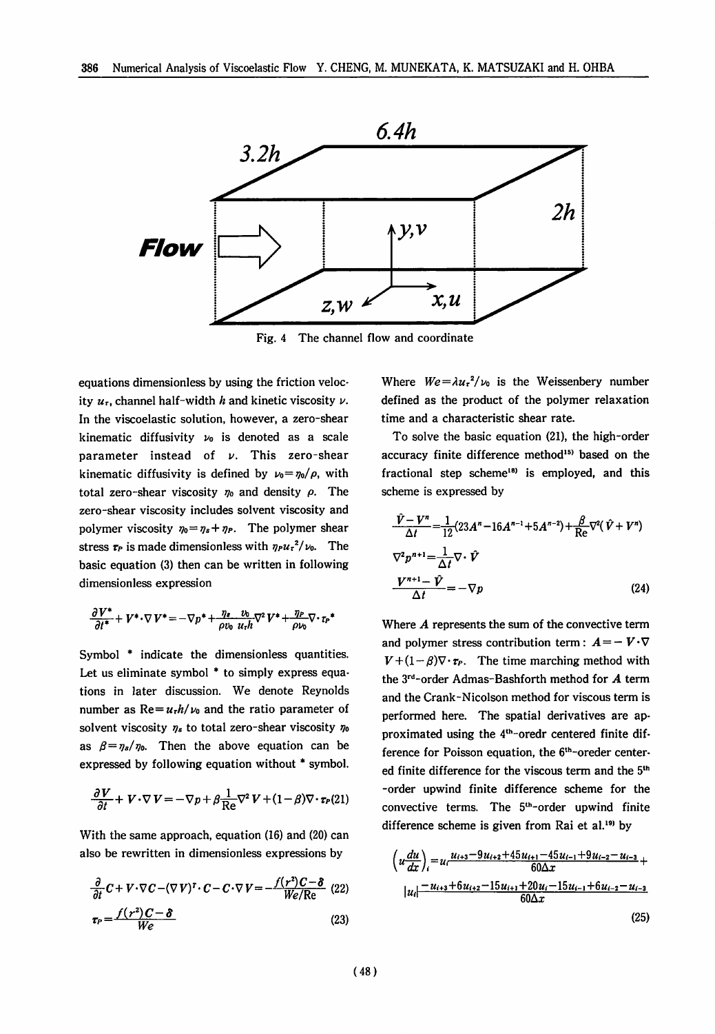Fig. 4 The channel flow and coordinate

equations dimensionless by using the friction velocity $u_\tau$, channel half-width $h$ and kinetic viscosity $\nu$. In the viscoelastic solution, however, a zero-shear kinematic diffusivity $\nu_0$ is denoted as a scale parameter instead of $\nu$. This zero-shear kinematic diffusivity is defined by $\nu_0 = \eta_0/\rho$, with total zero-shear viscosity $\eta_0$ and density $\rho$. The zero-shear viscosity includes solvent viscosity and polymer viscosity $\eta_0 = \eta_s + \eta_P$. The polymer shear stress $\tau_P$ is made dimensionless with $\eta_P u_\tau^2/\nu_0$. The basic equation (3) then can be written in following dimensionless expression

$$\frac{\partial V^*}{\partial t^*} + V^* \cdot \nabla V^* = -\nabla p^* + \frac{\eta_s}{\rho \nu_0}\frac{\nu_0}{u_\tau h}\nabla^2 V^* + \frac{\eta_P}{\rho \nu_0}\nabla \cdot \tau_P^*$$

Symbol * indicate the dimensionless quantities. Let us eliminate symbol * to simply express equations in later discussion. We denote Reynolds number as $\mathrm{Re} = u_\tau h/\nu_0$ and the ratio parameter of solvent viscosity $\eta_s$ to total zero-shear viscosity $\eta_0$ as $\beta = \eta_s/\eta_0$. Then the above equation can be expressed by following equation without * symbol.

$$\frac{\partial V}{\partial t} + V \cdot \nabla V = -\nabla p + \beta \frac{1}{\mathrm{Re}}\nabla^2 V + (1-\beta)\nabla \cdot \tau_P \tag{21}$$

With the same approach, equation (16) and (20) can also be rewritten in dimensionless expressions by

$$\frac{\partial}{\partial t}C + V \cdot \nabla C - (\nabla V)^T \cdot C - C \cdot \nabla V = -\frac{f(r^2)C - \delta}{We/\mathrm{Re}} \tag{22}$$

$$\tau_P = \frac{f(r^2)C - \delta}{We} \tag{23}$$

Where $We = \lambda u_\tau^2/\nu_0$ is the Weissenbery number defined as the product of the polymer relaxation time and a characteristic shear rate.

To solve the basic equation (21), the high-order accuracy finite difference method[15] based on the fractional step scheme[18] is employed, and this scheme is expressed by

$$\frac{\hat{V} - V^n}{\Delta t} = \frac{1}{12}(23A^n - 16A^{n-1} + 5A^{n-2}) + \frac{\beta}{\mathrm{Re}}\nabla^2(\hat{V} + V^n)$$

$$\nabla^2 p^{n+1} = \frac{1}{\Delta t}\nabla \cdot \hat{V}$$

$$\frac{V^{n+1} - \hat{V}}{\Delta t} = -\nabla p \tag{24}$$

Where $A$ represents the sum of the convective term and polymer stress contribution term: $A = -V \cdot \nabla V + (1-\beta)\nabla \cdot \tau_P$. The time marching method with the 3rd-order Admas-Bashforth method for $A$ term and the Crank-Nicolson method for viscous term is performed here. The spatial derivatives are approximated using the 4th-oredr centered finite difference for Poisson equation, the 6th-oreder centered finite difference for the viscous term and the 5th-order upwind finite difference scheme for the convective terms. The 5th-order upwind finite difference scheme is given from Rai et al.[19] by

$$\left(u\frac{du}{dx}\right)_i = u_i \frac{u_{i+3} - 9u_{i+2} + 45u_{i+1} - 45u_{i-1} + 9u_{i-2} - u_{i-3}}{60\Delta x} + |u_i| \frac{-u_{i+3} + 6u_{i+2} - 15u_{i+1} + 20u_i - 15u_{i-1} + 6u_{i-2} - u_{i-3}}{60\Delta x} \tag{25}$$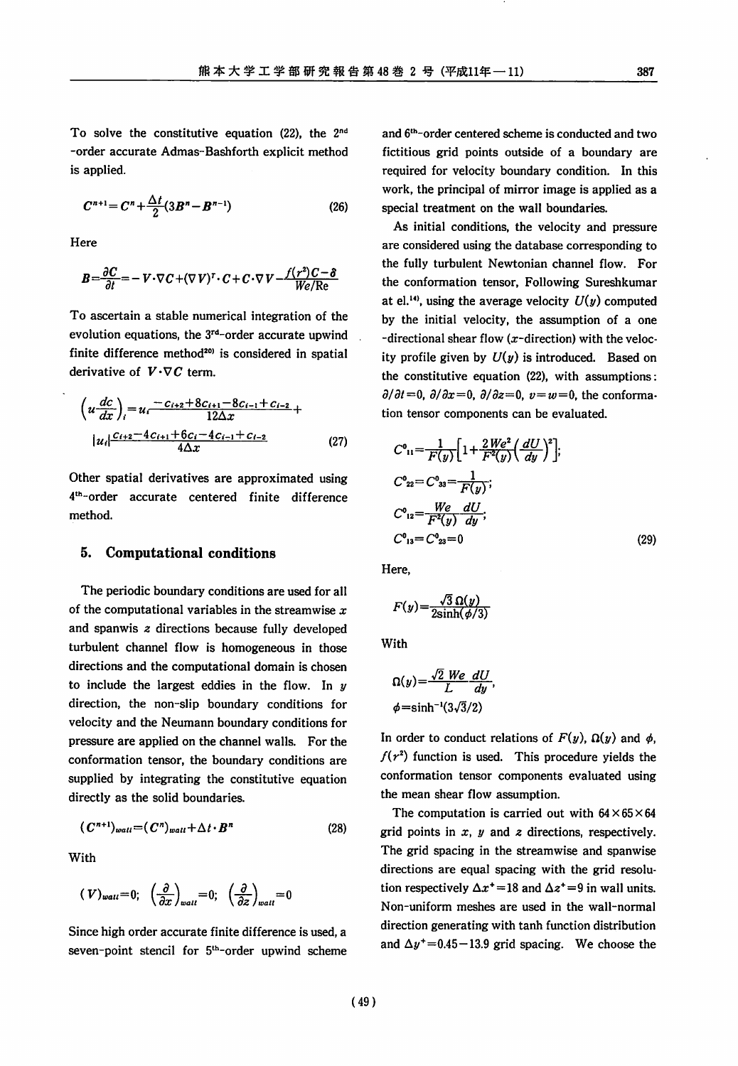To solve the constitutive equation (22), the 2nd-order accurate Admas-Bashforth explicit method is applied.

$$C^{n+1}=C^n+\frac{\Delta t}{2}(3B^n-B^{n-1}) \tag{26}$$

Here

$$B=\frac{\partial C}{\partial t}=-V\cdot\nabla C+(\nabla V)^T\cdot C+C\cdot\nabla V-\frac{f(r^2)C-\delta}{We/\mathrm{Re}}$$

To ascertain a stable numerical integration of the evolution equations, the 3rd-order accurate upwind finite difference method[20] is considered in spatial derivative of $V\cdot\nabla C$ term.

$$\left(u\frac{dc}{dx}\right)_i=u_i\frac{-c_{i+2}+8c_{i+1}-8c_{i-1}+c_{i-2}}{12\Delta x}+|u_i|\frac{c_{i+2}-4c_{i+1}+6c_i-4c_{i-1}+c_{i-2}}{4\Delta x} \tag{27}$$

Other spatial derivatives are approximated using 4th-order accurate centered finite difference method.

## 5. Computational conditions

The periodic boundary conditions are used for all of the computational variables in the streamwise $x$ and spanwis $z$ directions because fully developed turbulent channel flow is homogeneous in those directions and the computational domain is chosen to include the largest eddies in the flow. In $y$ direction, the non-slip boundary conditions for velocity and the Neumann boundary conditions for pressure are applied on the channel walls. For the conformation tensor, the boundary conditions are supplied by integrating the constitutive equation directly as the solid boundaries.

$$(C^{n+1})_{wall}=(C^n)_{wall}+\Delta t\cdot B^n \tag{28}$$

With

$$(V)_{wall}=0;\quad \left(\frac{\partial}{\partial x}\right)_{wall}=0;\quad \left(\frac{\partial}{\partial z}\right)_{wall}=0$$

Since high order accurate finite difference is used, a seven-point stencil for 5th-order upwind scheme and 6th-order centered scheme is conducted and two fictitious grid points outside of a boundary are required for velocity boundary condition. In this work, the principal of mirror image is applied as a special treatment on the wall boundaries.

As initial conditions, the velocity and pressure are considered using the database corresponding to the fully turbulent Newtonian channel flow. For the conformation tensor, Following Sureshkumar at el.[14], using the average velocity $U(y)$ computed by the initial velocity, the assumption of a one-directional shear flow ($x$-direction) with the velocity profile given by $U(y)$ is introduced. Based on the constitutive equation (22), with assumptions: $\partial/\partial t=0$, $\partial/\partial x=0$, $\partial/\partial z=0$, $v=w=0$, the conformation tensor components can be evaluated.

$$\begin{aligned}
&C^0_{11}=\frac{1}{F(y)}\left[1+\frac{2We^2}{F^2(y)}\left(\frac{dU}{dy}\right)^2\right];\\
&C^0_{22}=C^0_{33}=\frac{1}{F(y)};\\
&C^0_{12}=\frac{We}{F^2(y)}\frac{dU}{dy};\\
&C^0_{13}=C^0_{23}=0
\end{aligned} \tag{29}$$

Here,

$$F(y)=\frac{\sqrt{3}\,\Omega(y)}{2\sinh(\phi/3)}$$

With

$$\Omega(y)=\frac{\sqrt{2}\,We}{L}\frac{dU}{dy},$$

$$\phi=\sinh^{-1}(3\sqrt{3}/2)$$

In order to conduct relations of $F(y)$, $\Omega(y)$ and $\phi$, $f(r^2)$ function is used. This procedure yields the conformation tensor components evaluated using the mean shear flow assumption.

The computation is carried out with $64\times65\times64$ grid points in $x$, $y$ and $z$ directions, respectively. The grid spacing in the streamwise and spanwise directions are equal spacing with the grid resolution respectively $\Delta x^+=18$ and $\Delta z^+=9$ in wall units. Non-uniform meshes are used in the wall-normal direction generating with tanh function distribution and $\Delta y^+=0.45-13.9$ grid spacing. We choose the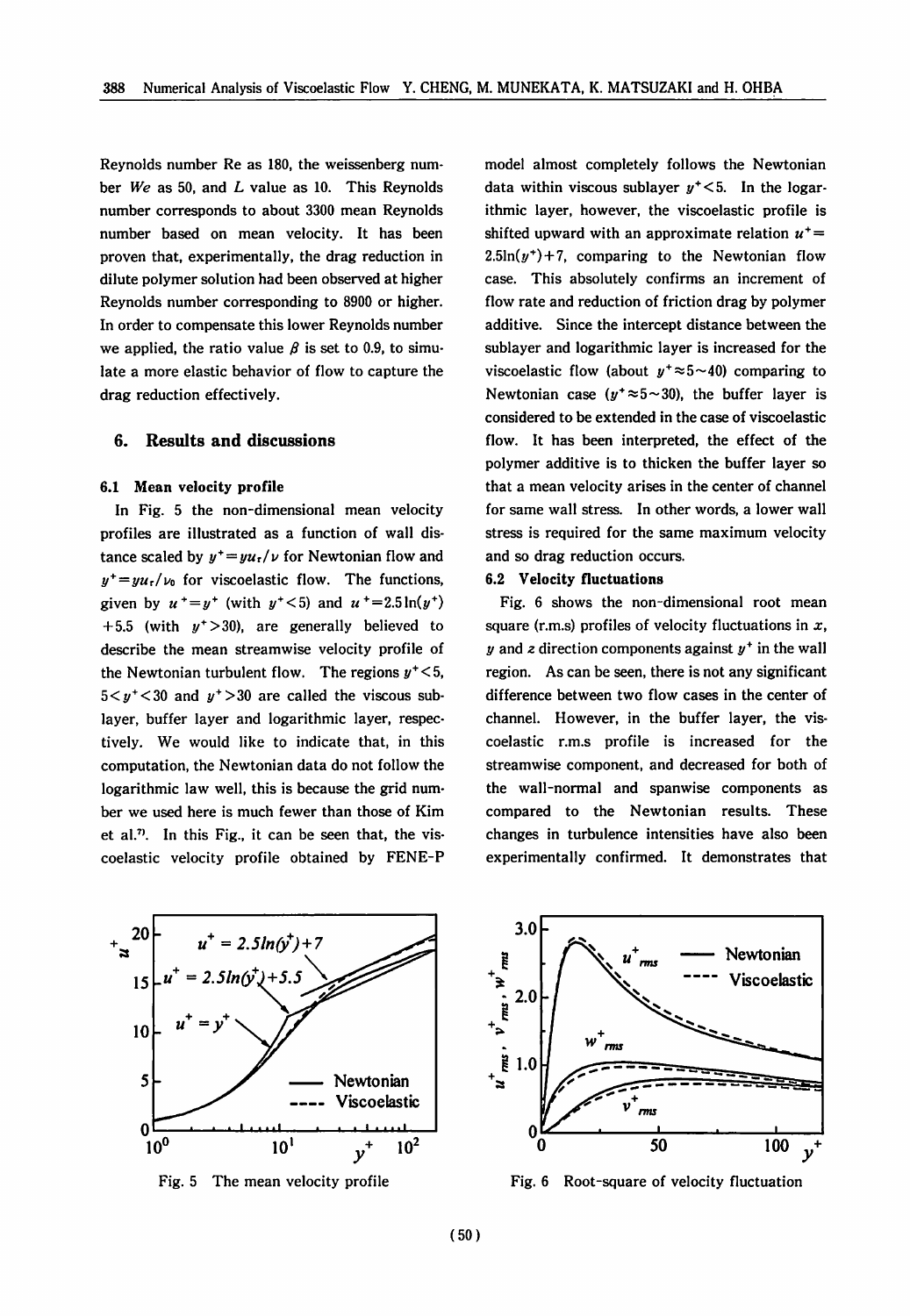Reynolds number Re as 180, the weissenberg number $We$ as 50, and $L$ value as 10. This Reynolds number corresponds to about 3300 mean Reynolds number based on mean velocity. It has been proven that, experimentally, the drag reduction in dilute polymer solution had been observed at higher Reynolds number corresponding to 8900 or higher. In order to compensate this lower Reynolds number we applied, the ratio value $\beta$ is set to 0.9, to simulate a more elastic behavior of flow to capture the drag reduction effectively.

## 6. Results and discussions

### 6.1 Mean velocity profile

In Fig. 5 the non-dimensional mean velocity profiles are illustrated as a function of wall distance scaled by $y^+=yu_\tau/\nu$ for Newtonian flow and $y^+=yu_\tau/\nu_0$ for viscoelastic flow. The functions, given by $u^+=y^+$ (with $y^+<5$) and $u^+=2.5\ln(y^+)+5.5$ (with $y^+>30$), are generally believed to describe the mean streamwise velocity profile of the Newtonian turbulent flow. The regions $y^+<5$, $5<y^+<30$ and $y^+>30$ are called the viscous sublayer, buffer layer and logarithmic layer, respectively. We would like to indicate that, in this computation, the Newtonian data do not follow the logarithmic law well, this is because the grid number we used here is much fewer than those of Kim et al.[7]. In this Fig., it can be seen that, the viscoelastic velocity profile obtained by FENE-P model almost completely follows the Newtonian data within viscous sublayer $y^+<5$. In the logarithmic layer, however, the viscoelastic profile is shifted upward with an approximate relation $u^+=2.5\ln(y^+)+7$, comparing to the Newtonian flow case. This absolutely confirms an increment of flow rate and reduction of friction drag by polymer additive. Since the intercept distance between the sublayer and logarithmic layer is increased for the viscoelastic flow (about $y^+\approx5\sim40$) comparing to Newtonian case ($y^+\approx5\sim30$), the buffer layer is considered to be extended in the case of viscoelastic flow. It has been interpreted, the effect of the polymer additive is to thicken the buffer layer so that a mean velocity arises in the center of channel for same wall stress. In other words, a lower wall stress is required for the same maximum velocity and so drag reduction occurs.

### 6.2 Velocity fluctuations

Fig. 6 shows the non-dimensional root mean square (r.m.s) profiles of velocity fluctuations in $x$, $y$ and $z$ direction components against $y^+$ in the wall region. As can be seen, there is not any significant difference between two flow cases in the center of channel. However, in the buffer layer, the viscoelastic r.m.s profile is increased for the streamwise component, and decreased for both of the wall-normal and spanwise components as compared to the Newtonian results. These changes in turbulence intensities have also been experimentally confirmed. It demonstrates that

Fig. 5 The mean velocity profile

Fig. 6 Root-square of velocity fluctuation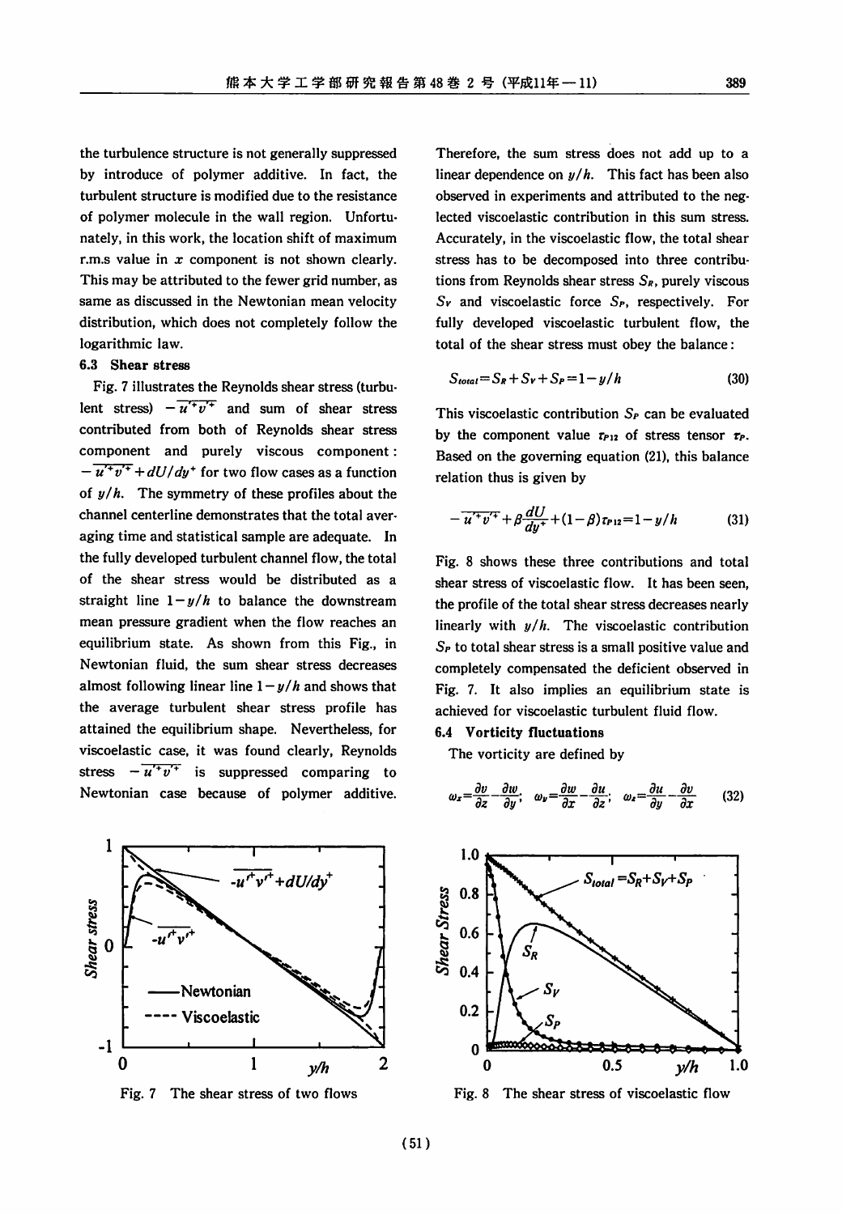the turbulence structure is not generally suppressed by introduce of polymer additive. In fact, the turbulent structure is modified due to the resistance of polymer molecule in the wall region. Unfortunately, in this work, the location shift of maximum r.m.s value in $x$ component is not shown clearly. This may be attributed to the fewer grid number, as same as discussed in the Newtonian mean velocity distribution, which does not completely follow the logarithmic law.

### 6.3 Shear stress

Fig. 7 illustrates the Reynolds shear stress (turbulent stress) $-\overline{u'^+v'^+}$ and sum of shear stress contributed from both of Reynolds shear stress component and purely viscous component: $-\overline{u'^+v'^+}+dU/dy^+$ for two flow cases as a function of $y/h$. The symmetry of these profiles about the channel centerline demonstrates that the total averaging time and statistical sample are adequate. In the fully developed turbulent channel flow, the total of the shear stress would be distributed as a straight line $1-y/h$ to balance the downstream mean pressure gradient when the flow reaches an equilibrium state. As shown from this Fig., in Newtonian fluid, the sum shear stress decreases almost following linear line $1-y/h$ and shows that the average turbulent shear stress profile has attained the equilibrium shape. Nevertheless, for viscoelastic case, it was found clearly, Reynolds stress $-\overline{u'^+v'^+}$ is suppressed comparing to Newtonian case because of polymer additive. Therefore, the sum stress does not add up to a linear dependence on $y/h$. This fact has been also observed in experiments and attributed to the neglected viscoelastic contribution in this sum stress. Accurately, in the viscoelastic flow, the total shear stress has to be decomposed into three contributions from Reynolds shear stress $S_R$, purely viscous $S_V$ and viscoelastic force $S_P$, respectively. For fully developed viscoelastic turbulent flow, the total of the shear stress must obey the balance:

$$S_{total}=S_R+S_V+S_P=1-y/h \tag{30}$$

This viscoelastic contribution $S_P$ can be evaluated by the component value $\tau_{P12}$ of stress tensor $\tau_P$. Based on the governing equation (21), this balance relation thus is given by

$$-\overline{u'^+v'^+}+\beta\frac{dU}{dy^+}+(1-\beta)\tau_{P12}=1-y/h \tag{31}$$

Fig. 8 shows these three contributions and total shear stress of viscoelastic flow. It has been seen, the profile of the total shear stress decreases nearly linearly with $y/h$. The viscoelastic contribution $S_P$ to total shear stress is a small positive value and completely compensated the deficient observed in Fig. 7. It also implies an equilibrium state is achieved for viscoelastic turbulent fluid flow.

### 6.4 Vorticity fluctuations

The vorticity are defined by

$$\omega_x=\frac{\partial v}{\partial z}-\frac{\partial w}{\partial y};\quad \omega_y=\frac{\partial w}{\partial x}-\frac{\partial u}{\partial z};\quad \omega_z=\frac{\partial u}{\partial y}-\frac{\partial v}{\partial x} \tag{32}$$

Fig. 7 The shear stress of two flows

Fig. 8 The shear stress of viscoelastic flow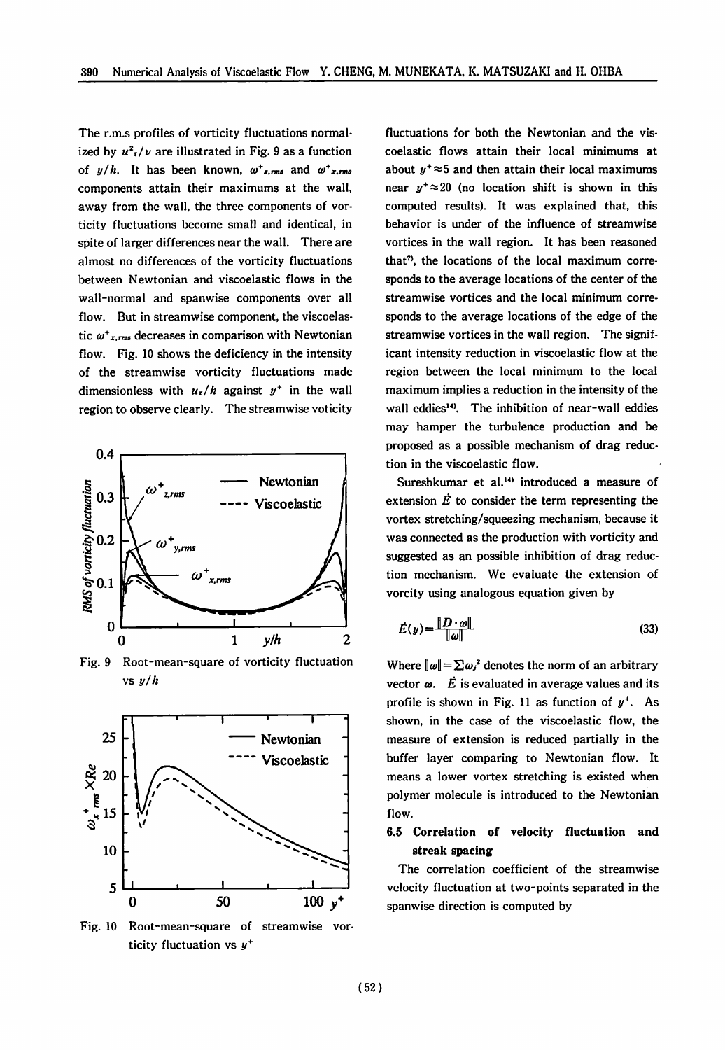The r.m.s profiles of vorticity fluctuations normalized by $u^2_\tau/\nu$ are illustrated in Fig. 9 as a function of $y/h$. It has been known, $\omega^+_{z,rms}$ and $\omega^+_{x,rms}$ components attain their maximums at the wall, away from the wall, the three components of vorticity fluctuations become small and identical, in spite of larger differences near the wall. There are almost no differences of the vorticity fluctuations between Newtonian and viscoelastic flows in the wall-normal and spanwise components over all flow. But in streamwise component, the viscoelastic $\omega^+_{x,rms}$ decreases in comparison with Newtonian flow. Fig. 10 shows the deficiency in the intensity of the streamwise vorticity fluctuations made dimensionless with $u_\tau/h$ against $y^+$ in the wall region to observe clearly. The streamwise voticity fluctuations for both the Newtonian and the viscoelastic flows attain their local minimums at about $y^+\approx5$ and then attain their local maximums near $y^+\approx20$ (no location shift is shown in this computed results). It was explained that, this behavior is under of the influence of streamwise vortices in the wall region. It has been reasoned that[7], the locations of the local maximum corresponds to the average locations of the center of the streamwise vortices and the local minimum corresponds to the average locations of the edge of the streamwise vortices in the wall region. The significant intensity reduction in viscoelastic flow at the region between the local minimum to the local maximum implies a reduction in the intensity of the wall eddies[14]. The inhibition of near-wall eddies may hamper the turbulence production and be proposed as a possible mechanism of drag reduction in the viscoelastic flow.

Fig. 9 Root-mean-square of vorticity fluctuation vs $y/h$

Fig. 10 Root-mean-square of streamwise vorticity fluctuation vs $y^+$

Sureshkumar et al.[14] introduced a measure of extension $\dot{E}$ to consider the term representing the vortex stretching/squeezing mechanism, because it was connected as the production with vorticity and suggested as an possible inhibition of drag reduction mechanism. We evaluate the extension of vorcity using analogous equation given by

$$\dot{E}(y)=\frac{\|\boldsymbol{D}\cdot\boldsymbol{\omega}\|}{\|\boldsymbol{\omega}\|} \tag{33}$$

Where $\|\boldsymbol{\omega}\|=\Sigma\omega_i^2$ denotes the norm of an arbitrary vector $\boldsymbol{\omega}$. $\dot{E}$ is evaluated in average values and its profile is shown in Fig. 11 as function of $y^+$. As shown, in the case of the viscoelastic flow, the measure of extension is reduced partially in the buffer layer comparing to Newtonian flow. It means a lower vortex stretching is existed when polymer molecule is introduced to the Newtonian flow.

### 6.5 Correlation of velocity fluctuation and streak spacing

The correlation coefficient of the streamwise velocity fluctuation at two-points separated in the spanwise direction is computed by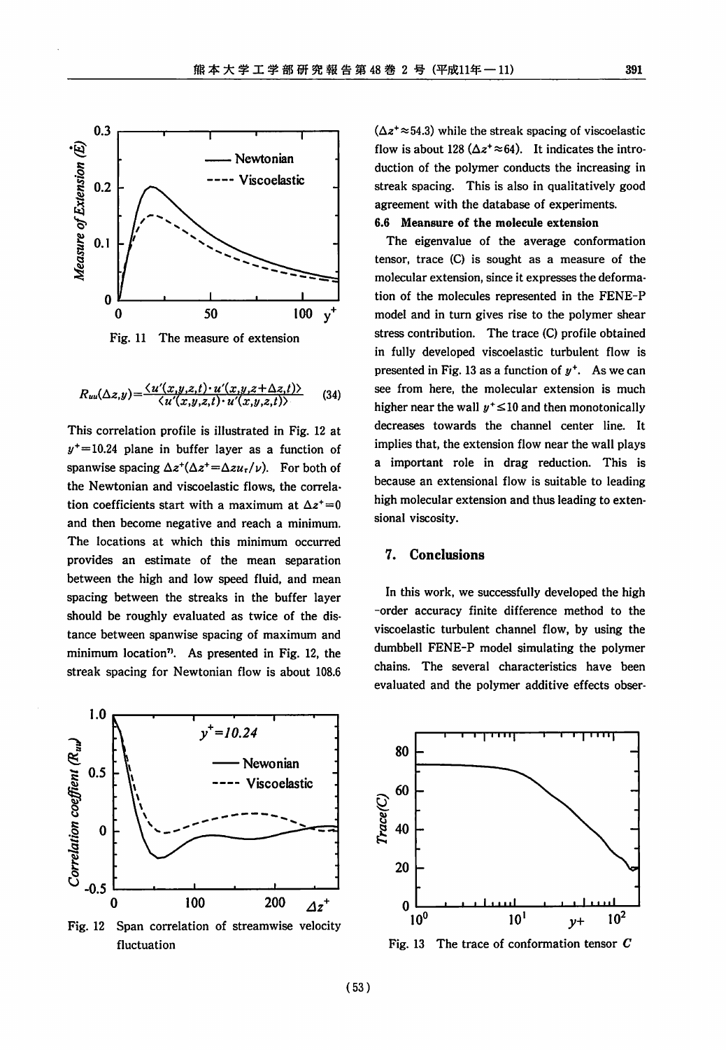Fig. 11 The measure of extension

$$R_{uu}(\Delta z,y)=\frac{\langle u'(x,y,z,t)\cdot u'(x,y,z+\Delta z,t)\rangle}{\langle u'(x,y,z,t)\cdot u'(x,y,z,t)\rangle} \quad (34)$$

This correlation profile is illustrated in Fig. 12 at $y^+=10.24$ plane in buffer layer as a function of spanwise spacing $\Delta z^+(\Delta z^+=\Delta z u_\tau/\nu)$. For both of the Newtonian and viscoelastic flows, the correlation coefficients start with a maximum at $\Delta z^+=0$ and then become negative and reach a minimum. The locations at which this minimum occurred provides an estimate of the mean separation between the high and low speed fluid, and mean spacing between the streaks in the buffer layer should be roughly evaluated as twice of the distance between spanwise spacing of maximum and minimum location[7]. As presented in Fig. 12, the streak spacing for Newtonian flow is about 108.6 ($\Delta z^+\approx54.3$) while the streak spacing of viscoelastic flow is about 128 ($\Delta z^+\approx64$). It indicates the introduction of the polymer conducts the increasing in streak spacing. This is also in qualitatively good agreement with the database of experiments.

### 6.6 Meansure of the molecule extension

The eigenvalue of the average conformation tensor, trace (C) is sought as a measure of the molecular extension, since it expresses the deformation of the molecules represented in the FENE-P model and in turn gives rise to the polymer shear stress contribution. The trace (C) profile obtained in fully developed viscoelastic turbulent flow is presented in Fig. 13 as a function of $y^+$. As we can see from here, the molecular extension is much higher near the wall $y^+\leq10$ and then monotonically decreases towards the channel center line. It implies that, the extension flow near the wall plays a important role in drag reduction. This is because an extensional flow is suitable to leading high molecular extension and thus leading to extensional viscosity.

## 7. Conclusions

In this work, we successfully developed the high-order accuracy finite difference method to the viscoelastic turbulent channel flow, by using the dumbbell FENE-P model simulating the polymer chains. The several characteristics have been evaluated and the polymer additive effects obser-

Fig. 12 Span correlation of streamwise velocity fluctuation

Fig. 13 The trace of conformation tensor $C$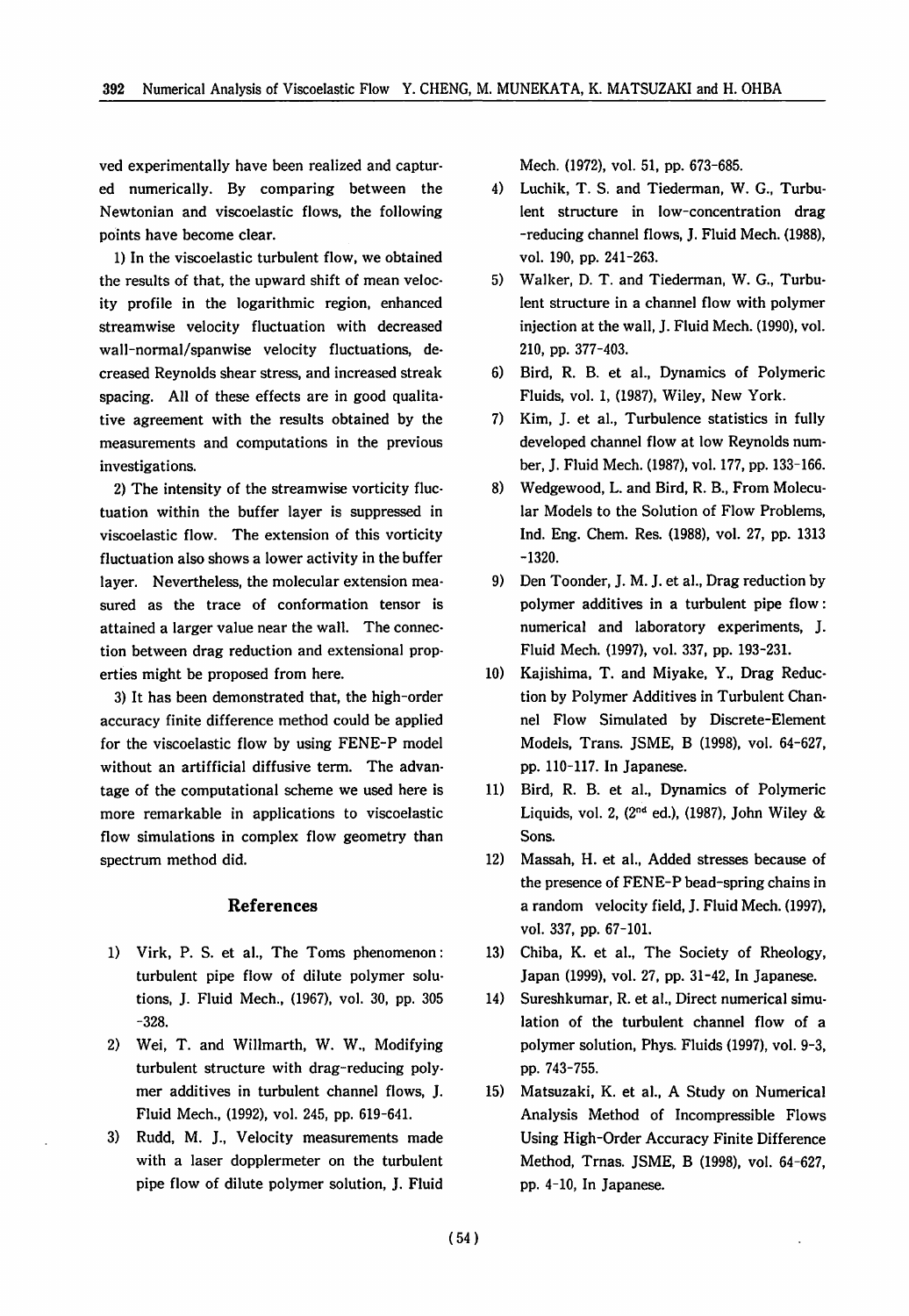ved experimentally have been realized and captured numerically. By comparing between the Newtonian and viscoelastic flows, the following points have become clear.

1) In the viscoelastic turbulent flow, we obtained the results of that, the upward shift of mean velocity profile in the logarithmic region, enhanced streamwise velocity fluctuation with decreased wall-normal/spanwise velocity fluctuations, decreased Reynolds shear stress, and increased streak spacing. All of these effects are in good qualitative agreement with the results obtained by the measurements and computations in the previous investigations.

2) The intensity of the streamwise vorticity fluctuation within the buffer layer is suppressed in viscoelastic flow. The extension of this vorticity fluctuation also shows a lower activity in the buffer layer. Nevertheless, the molecular extension measured as the trace of conformation tensor is attained a larger value near the wall. The connection between drag reduction and extensional properties might be proposed from here.

3) It has been demonstrated that, the high-order accuracy finite difference method could be applied for the viscoelastic flow by using FENE-P model without an artifficial diffusive term. The advantage of the computational scheme we used here is more remarkable in applications to viscoelastic flow simulations in complex flow geometry than spectrum method did.

## References

1) Virk, P. S. et al., The Toms phenomenon: turbulent pipe flow of dilute polymer solutions, J. Fluid Mech., (1967), vol. 30, pp. 305-328.
2) Wei, T. and Willmarth, W. W., Modifying turbulent structure with drag-reducing polymer additives in turbulent channel flows, J. Fluid Mech., (1992), vol. 245, pp. 619-641.
3) Rudd, M. J., Velocity measurements made with a laser dopplermeter on the turbulent pipe flow of dilute polymer solution, J. Fluid Mech. (1972), vol. 51, pp. 673-685.
4) Luchik, T. S. and Tiederman, W. G., Turbulent structure in low-concentration drag-reducing channel flows, J. Fluid Mech. (1988), vol. 190, pp. 241-263.
5) Walker, D. T. and Tiederman, W. G., Turbulent structure in a channel flow with polymer injection at the wall, J. Fluid Mech. (1990), vol. 210, pp. 377-403.
6) Bird, R. B. et al., Dynamics of Polymeric Fluids, vol. 1, (1987), Wiley, New York.
7) Kim, J. et al., Turbulence statistics in fully developed channel flow at low Reynolds number, J. Fluid Mech. (1987), vol. 177, pp. 133-166.
8) Wedgewood, L. and Bird, R. B., From Molecular Models to the Solution of Flow Problems, Ind. Eng. Chem. Res. (1988), vol. 27, pp. 1313-1320.
9) Den Toonder, J. M. J. et al., Drag reduction by polymer additives in a turbulent pipe flow: numerical and laboratory experiments, J. Fluid Mech. (1997), vol. 337, pp. 193-231.
10) Kajishima, T. and Miyake, Y., Drag Reduction by Polymer Additives in Turbulent Channel Flow Simulated by Discrete-Element Models, Trans. JSME, B (1998), vol. 64-627, pp. 110-117. In Japanese.
11) Bird, R. B. et al., Dynamics of Polymeric Liquids, vol. 2, (2nd ed.), (1987), John Wiley & Sons.
12) Massah, H. et al., Added stresses because of the presence of FENE-P bead-spring chains in a random velocity field, J. Fluid Mech. (1997), vol. 337, pp. 67-101.
13) Chiba, K. et al., The Society of Rheology, Japan (1999), vol. 27, pp. 31-42, In Japanese.
14) Sureshkumar, R. et al., Direct numerical simulation of the turbulent channel flow of a polymer solution, Phys. Fluids (1997), vol. 9-3, pp. 743-755.
15) Matsuzaki, K. et al., A Study on Numerical Analysis Method of Incompressible Flows Using High-Order Accuracy Finite Difference Method, Trnas. JSME, B (1998), vol. 64-627, pp. 4-10, In Japanese.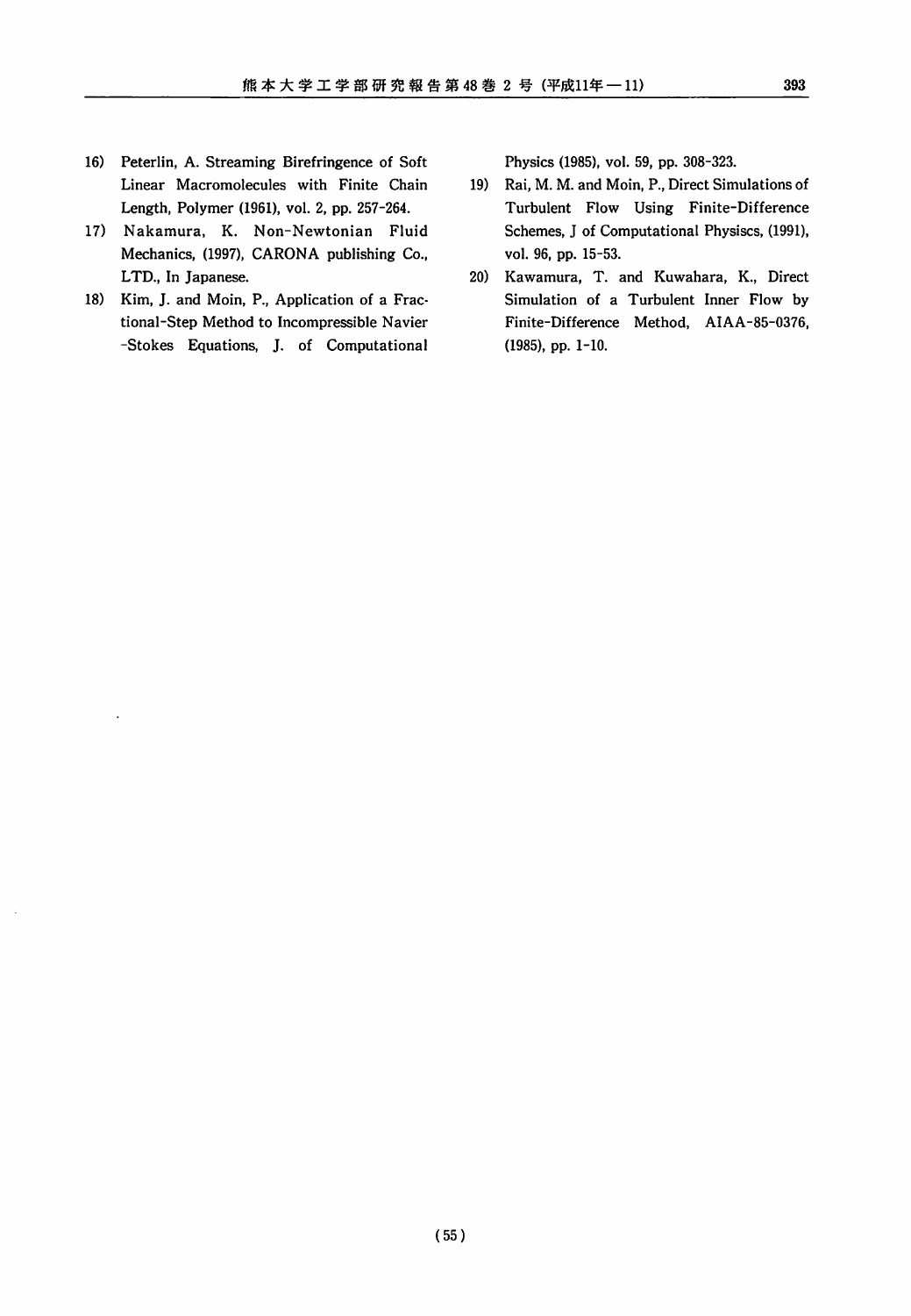16) Peterlin, A. Streaming Birefringence of Soft Linear Macromolecules with Finite Chain Length, Polymer (1961), vol. 2, pp. 257-264.

17) Nakamura, K. Non-Newtonian Fluid Mechanics, (1997), CARONA publishing Co., LTD., In Japanese.

18) Kim, J. and Moin, P., Application of a Fractional-Step Method to Incompressible Navier-Stokes Equations, J. of Computational Physics (1985), vol. 59, pp. 308-323.

19) Rai, M. M. and Moin, P., Direct Simulations of Turbulent Flow Using Finite-Difference Schemes, J of Computational Physiscs, (1991), vol. 96, pp. 15-53.

20) Kawamura, T. and Kuwahara, K., Direct Simulation of a Turbulent Inner Flow by Finite-Difference Method, AIAA-85-0376, (1985), pp. 1-10.